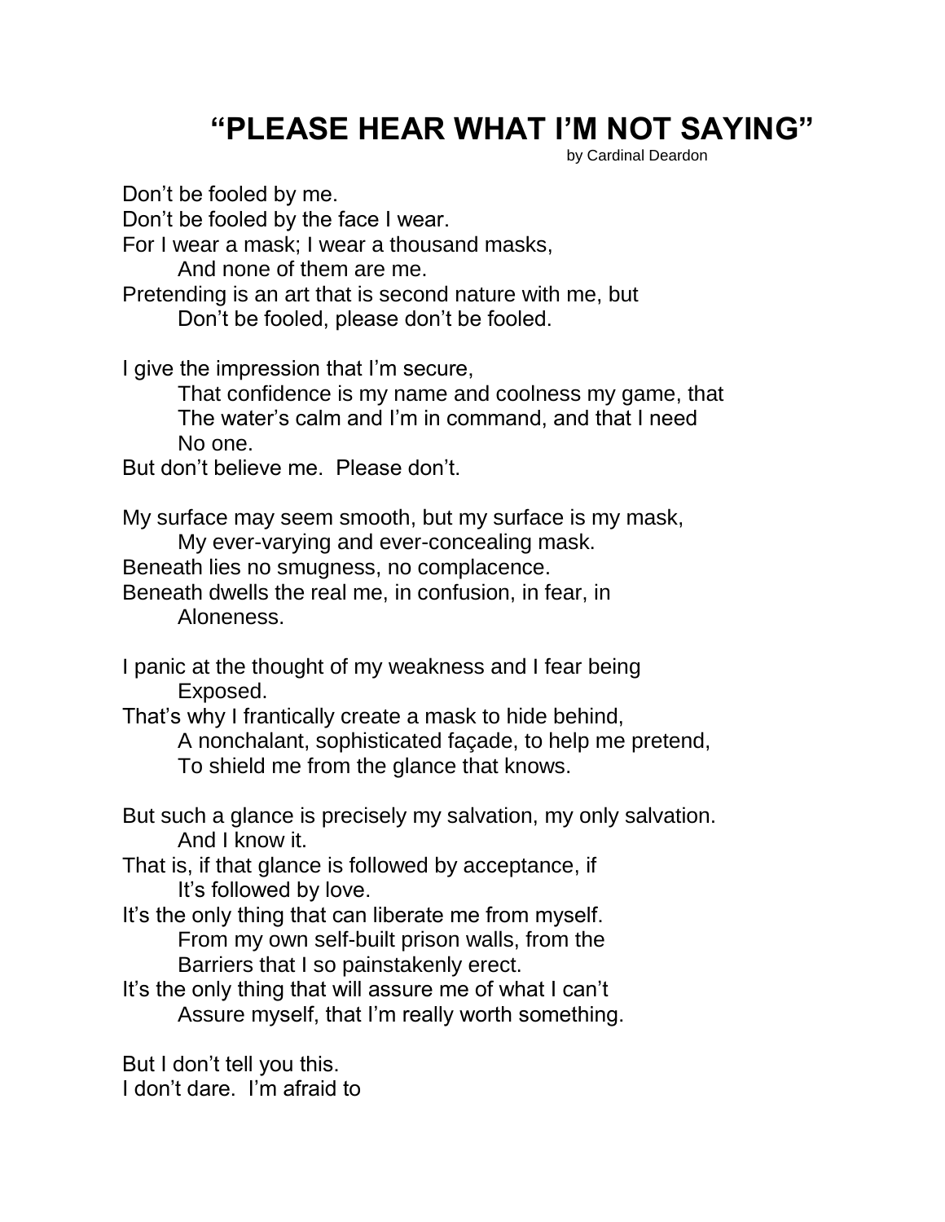# "PLEASE HEAR WHAT I'M NOT SAYING"

by Cardinal Deardon

Don't be fooled by me.
Don't be fooled by the face I wear.
For I wear a mask; I wear a thousand masks,
&nbsp;&nbsp;&nbsp;&nbsp;And none of them are me.
Pretending is an art that is second nature with me, but
&nbsp;&nbsp;&nbsp;&nbsp;Don't be fooled, please don't be fooled.

I give the impression that I'm secure,
&nbsp;&nbsp;&nbsp;&nbsp;That confidence is my name and coolness my game, that
&nbsp;&nbsp;&nbsp;&nbsp;The water's calm and I'm in command, and that I need
&nbsp;&nbsp;&nbsp;&nbsp;No one.
But don't believe me. Please don't.

My surface may seem smooth, but my surface is my mask,
&nbsp;&nbsp;&nbsp;&nbsp;My ever-varying and ever-concealing mask.
Beneath lies no smugness, no complacence.
Beneath dwells the real me, in confusion, in fear, in
&nbsp;&nbsp;&nbsp;&nbsp;Aloneness.

I panic at the thought of my weakness and I fear being
&nbsp;&nbsp;&nbsp;&nbsp;Exposed.
That's why I frantically create a mask to hide behind,
&nbsp;&nbsp;&nbsp;&nbsp;A nonchalant, sophisticated façade, to help me pretend,
&nbsp;&nbsp;&nbsp;&nbsp;To shield me from the glance that knows.

But such a glance is precisely my salvation, my only salvation.
&nbsp;&nbsp;&nbsp;&nbsp;And I know it.
That is, if that glance is followed by acceptance, if
&nbsp;&nbsp;&nbsp;&nbsp;It's followed by love.
It's the only thing that can liberate me from myself.
&nbsp;&nbsp;&nbsp;&nbsp;From my own self-built prison walls, from the
&nbsp;&nbsp;&nbsp;&nbsp;Barriers that I so painstakenly erect.
It's the only thing that will assure me of what I can't
&nbsp;&nbsp;&nbsp;&nbsp;Assure myself, that I'm really worth something.

But I don't tell you this.
I don't dare. I'm afraid to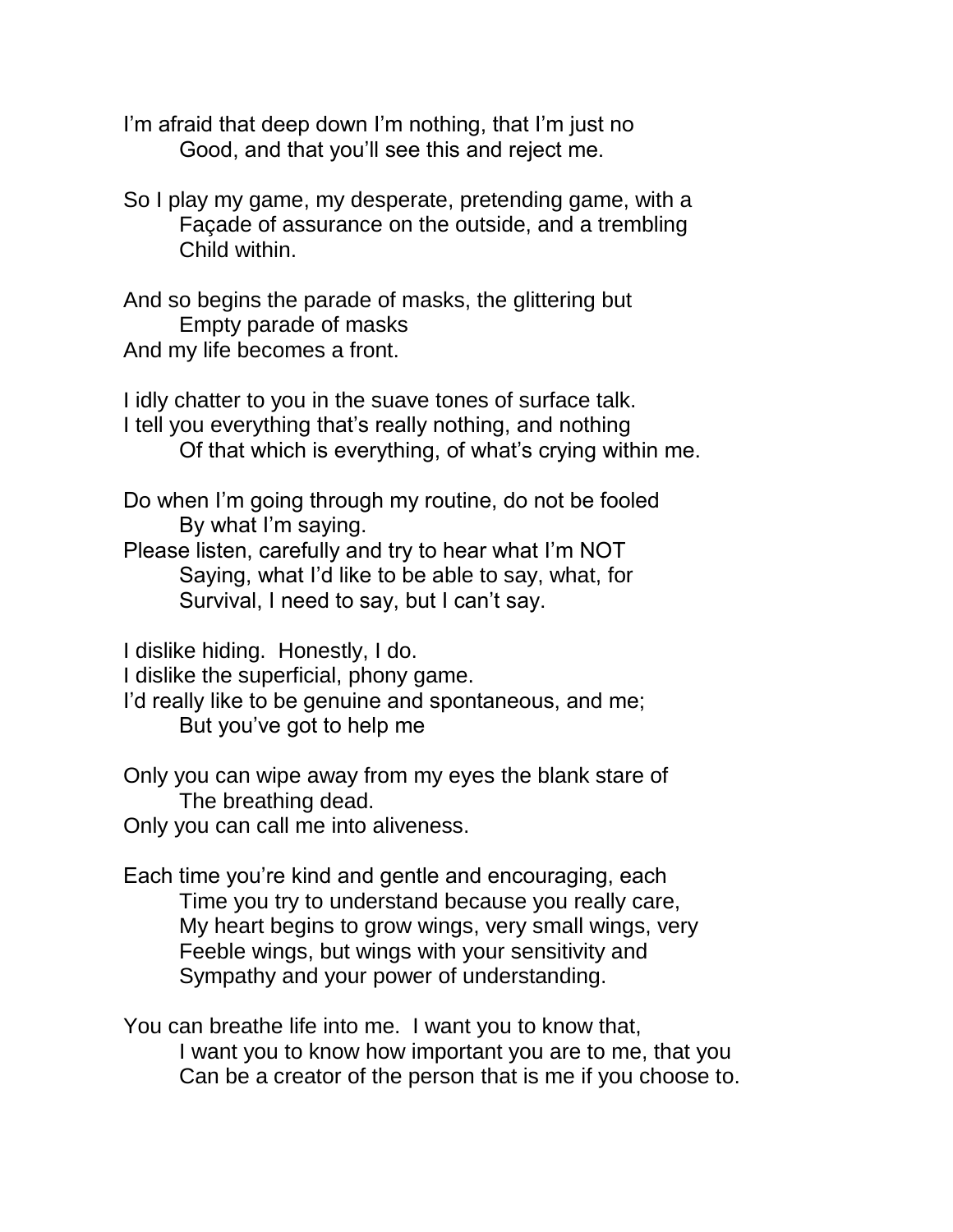I'm afraid that deep down I'm nothing, that I'm just no
Good, and that you'll see this and reject me.

So I play my game, my desperate, pretending game, with a
Façade of assurance on the outside, and a trembling
Child within.

And so begins the parade of masks, the glittering but
Empty parade of masks
And my life becomes a front.

I idly chatter to you in the suave tones of surface talk.
I tell you everything that's really nothing, and nothing
Of that which is everything, of what's crying within me.

Do when I'm going through my routine, do not be fooled
By what I'm saying.
Please listen, carefully and try to hear what I'm NOT
Saying, what I'd like to be able to say, what, for
Survival, I need to say, but I can't say.

I dislike hiding. Honestly, I do.
I dislike the superficial, phony game.
I'd really like to be genuine and spontaneous, and me;
But you've got to help me

Only you can wipe away from my eyes the blank stare of
The breathing dead.
Only you can call me into aliveness.

Each time you're kind and gentle and encouraging, each
Time you try to understand because you really care,
My heart begins to grow wings, very small wings, very
Feeble wings, but wings with your sensitivity and
Sympathy and your power of understanding.

You can breathe life into me. I want you to know that,
I want you to know how important you are to me, that you
Can be a creator of the person that is me if you choose to.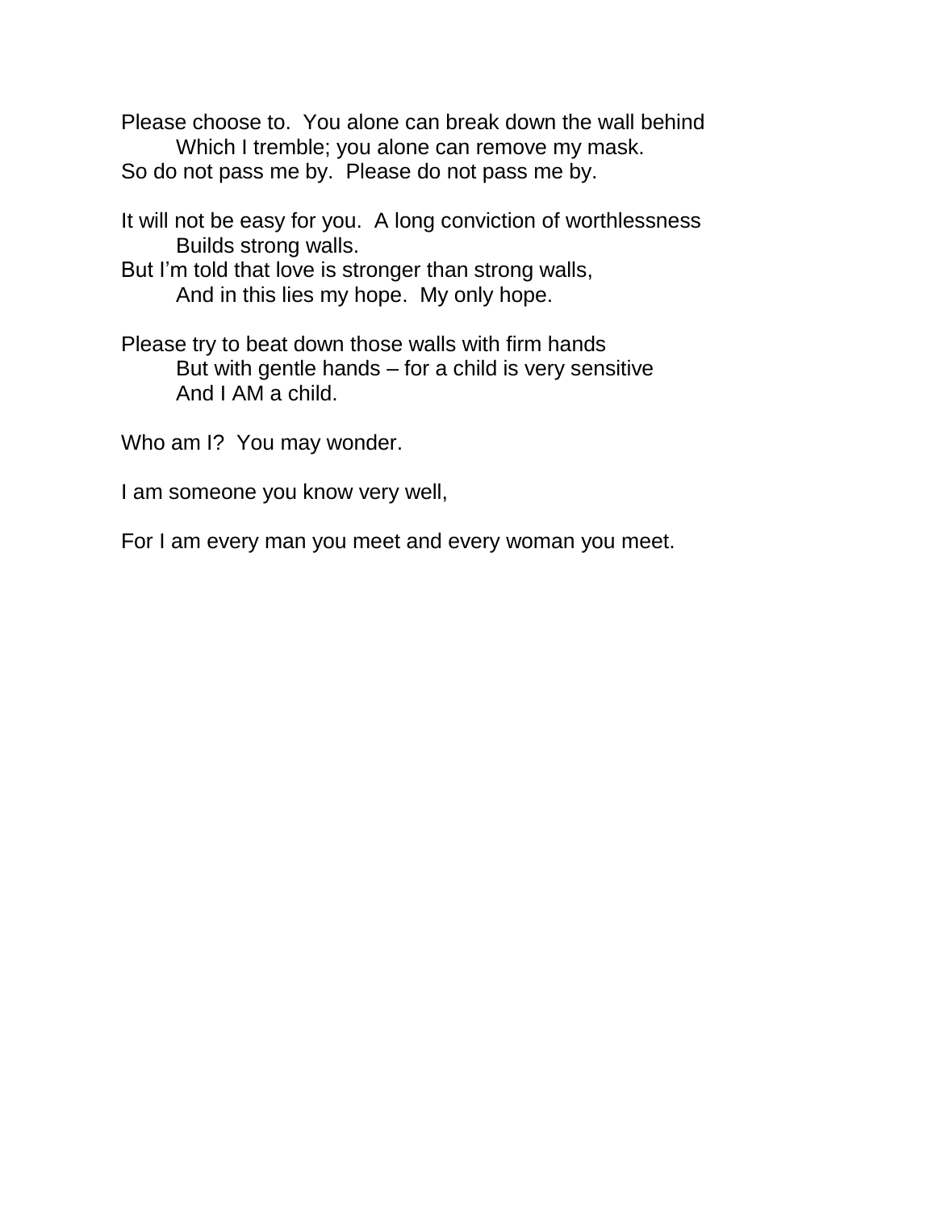Please choose to.  You alone can break down the wall behind
    Which I tremble; you alone can remove my mask.
So do not pass me by.  Please do not pass me by.

It will not be easy for you.  A long conviction of worthlessness
    Builds strong walls.
But I'm told that love is stronger than strong walls,
    And in this lies my hope.  My only hope.

Please try to beat down those walls with firm hands
    But with gentle hands – for a child is very sensitive
    And I AM a child.

Who am I?  You may wonder.

I am someone you know very well,

For I am every man you meet and every woman you meet.